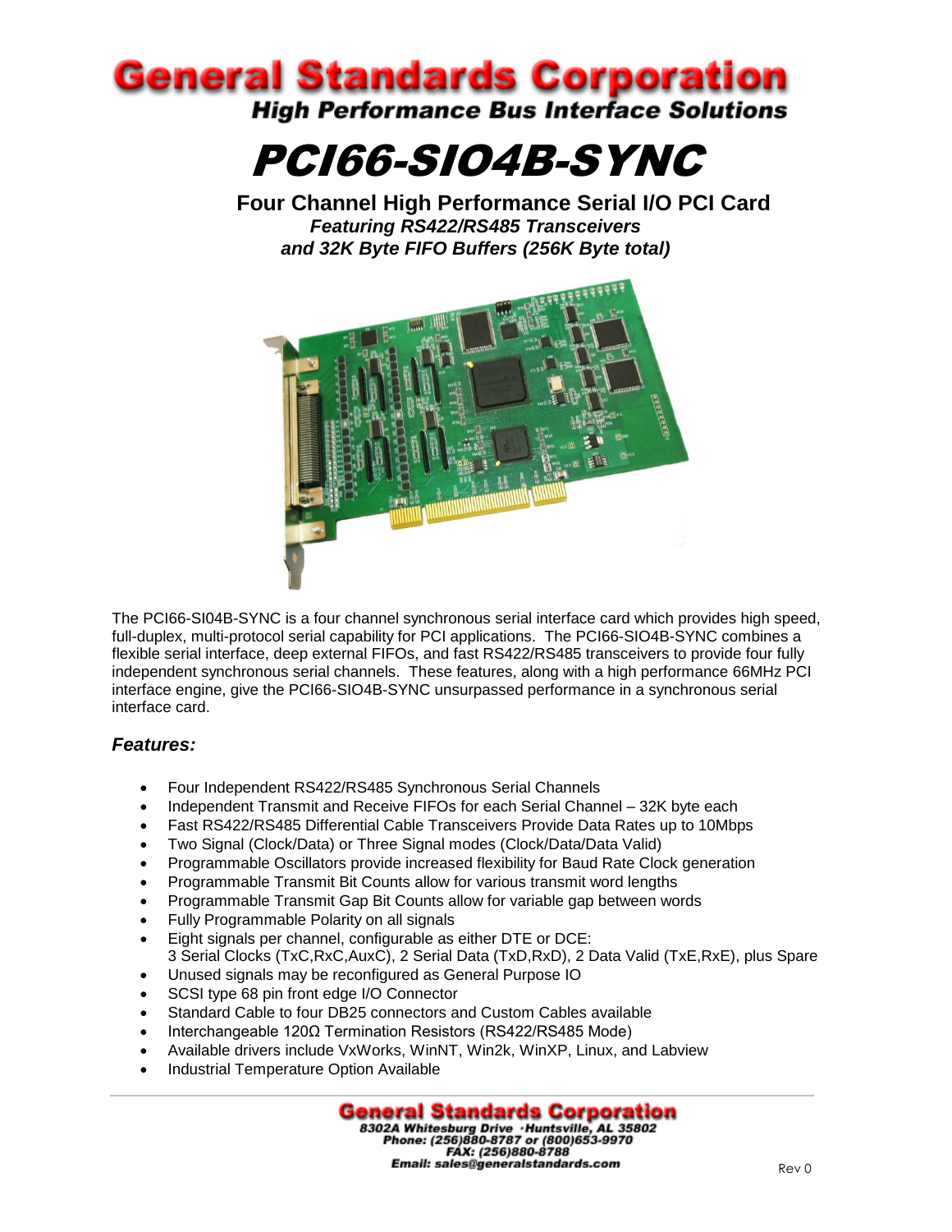# General Standards Corporation

**High Performance Bus Interface Solutions**

# PCI66-SIO4B-SYNC

## Four Channel High Performance Serial I/O PCI Card

***Featuring RS422/RS485 Transceivers and 32K Byte FIFO Buffers (256K Byte total)***

The PCI66-SI04B-SYNC is a four channel synchronous serial interface card which provides high speed, full-duplex, multi-protocol serial capability for PCI applications. The PCI66-SIO4B-SYNC combines a flexible serial interface, deep external FIFOs, and fast RS422/RS485 transceivers to provide four fully independent synchronous serial channels. These features, along with a high performance 66MHz PCI interface engine, give the PCI66-SIO4B-SYNC unsurpassed performance in a synchronous serial interface card.

### *Features:*

- Four Independent RS422/RS485 Synchronous Serial Channels
- Independent Transmit and Receive FIFOs for each Serial Channel – 32K byte each
- Fast RS422/RS485 Differential Cable Transceivers Provide Data Rates up to 10Mbps
- Two Signal (Clock/Data) or Three Signal modes (Clock/Data/Data Valid)
- Programmable Oscillators provide increased flexibility for Baud Rate Clock generation
- Programmable Transmit Bit Counts allow for various transmit word lengths
- Programmable Transmit Gap Bit Counts allow for variable gap between words
- Fully Programmable Polarity on all signals
- Eight signals per channel, configurable as either DTE or DCE:
  3 Serial Clocks (TxC,RxC,AuxC), 2 Serial Data (TxD,RxD), 2 Data Valid (TxE,RxE), plus Spare
- Unused signals may be reconfigured as General Purpose IO
- SCSI type 68 pin front edge I/O Connector
- Standard Cable to four DB25 connectors and Custom Cables available
- Interchangeable 120Ω Termination Resistors (RS422/RS485 Mode)
- Available drivers include VxWorks, WinNT, Win2k, WinXP, Linux, and Labview
- Industrial Temperature Option Available

**General Standards Corporation**
**8302A Whitesburg Drive ·Huntsville, AL 35802**
**Phone: (256)880-8787 or (800)653-9970**
**FAX: (256)880-8788**
**Email: sales@generalstandards.com**

Rev 0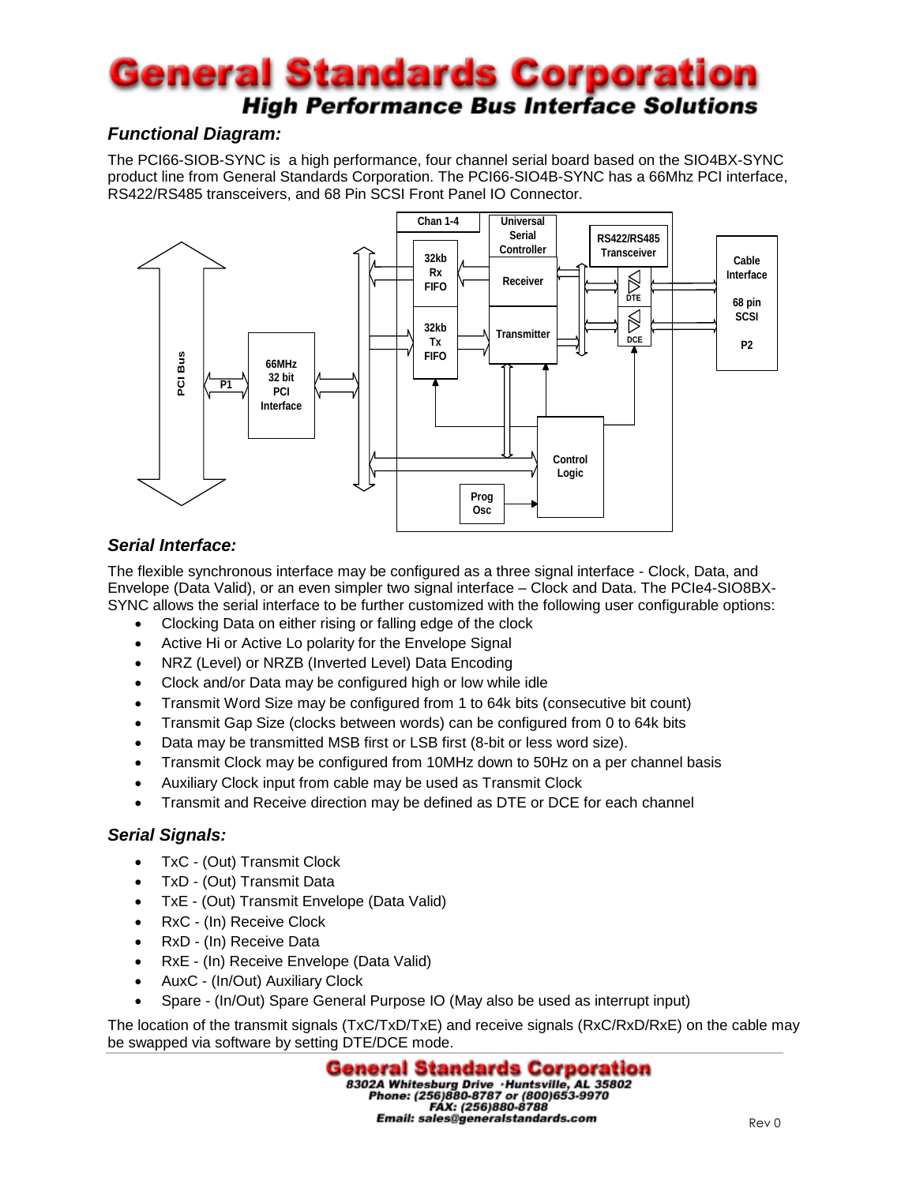## *Functional Diagram:*

The PCI66-SIOB-SYNC is a high performance, four channel serial board based on the SIO4BX-SYNC product line from General Standards Corporation. The PCI66-SIO4B-SYNC has a 66Mhz PCI interface, RS422/RS485 transceivers, and 68 Pin SCSI Front Panel IO Connector.

## *Serial Interface:*

The flexible synchronous interface may be configured as a three signal interface - Clock, Data, and Envelope (Data Valid), or an even simpler two signal interface – Clock and Data. The PCIe4-SIO8BX-SYNC allows the serial interface to be further customized with the following user configurable options:

- Clocking Data on either rising or falling edge of the clock
- Active Hi or Active Lo polarity for the Envelope Signal
- NRZ (Level) or NRZB (Inverted Level) Data Encoding
- Clock and/or Data may be configured high or low while idle
- Transmit Word Size may be configured from 1 to 64k bits (consecutive bit count)
- Transmit Gap Size (clocks between words) can be configured from 0 to 64k bits
- Data may be transmitted MSB first or LSB first (8-bit or less word size).
- Transmit Clock may be configured from 10MHz down to 50Hz on a per channel basis
- Auxiliary Clock input from cable may be used as Transmit Clock
- Transmit and Receive direction may be defined as DTE or DCE for each channel

## *Serial Signals:*

- TxC - (Out) Transmit Clock
- TxD - (Out) Transmit Data
- TxE - (Out) Transmit Envelope (Data Valid)
- RxC - (In) Receive Clock
- RxD - (In) Receive Data
- RxE - (In) Receive Envelope (Data Valid)
- AuxC - (In/Out) Auxiliary Clock
- Spare - (In/Out) Spare General Purpose IO (May also be used as interrupt input)

The location of the transmit signals (TxC/TxD/TxE) and receive signals (RxC/RxD/RxE) on the cable may be swapped via software by setting DTE/DCE mode.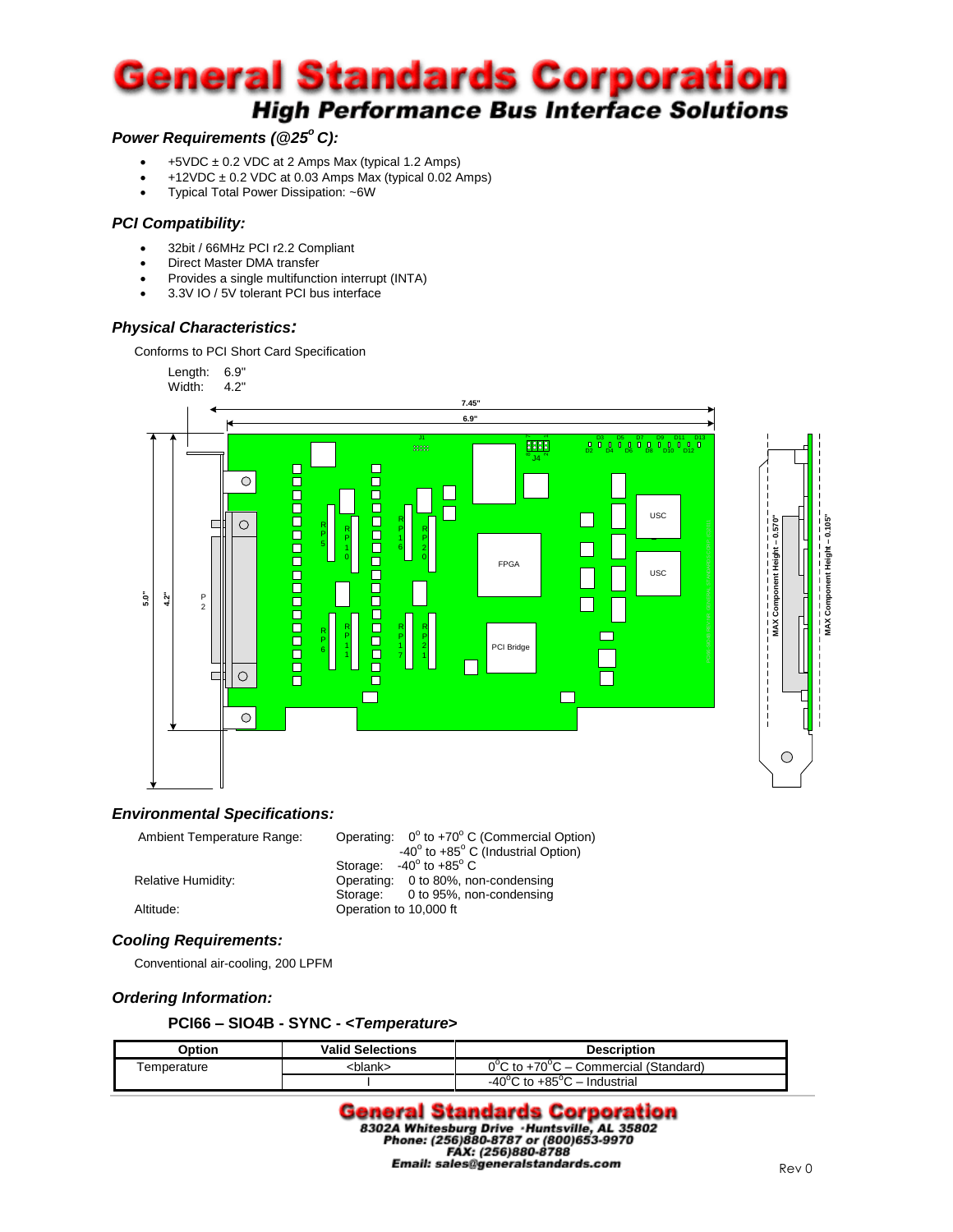### *Power Requirements (@25$^o$ C):*

- +5VDC ± 0.2 VDC at 2 Amps Max (typical 1.2 Amps)
- +12VDC ± 0.2 VDC at 0.03 Amps Max (typical 0.02 Amps)
- Typical Total Power Dissipation: ~6W

### *PCI Compatibility:*

- 32bit / 66MHz PCI r2.2 Compliant
- Direct Master DMA transfer
- Provides a single multifunction interrupt (INTA)
- 3.3V IO / 5V tolerant PCI bus interface

### *Physical Characteristics:*

Conforms to PCI Short Card Specification

Length: 6.9"
Width: 4.2"

### *Environmental Specifications:*

| | |
|---|---|
| Ambient Temperature Range: | Operating: 0$^o$ to +70$^o$ C (Commercial Option) |
| | -40$^o$ to +85$^o$ C (Industrial Option) |
| | Storage: -40$^o$ to +85$^o$ C |
| Relative Humidity: | Operating: 0 to 80%, non-condensing |
| | Storage: 0 to 95%, non-condensing |
| Altitude: | Operation to 10,000 ft |

### *Cooling Requirements:*

Conventional air-cooling, 200 LPFM

### *Ordering Information:*

**PCI66 – SIO4B - SYNC - *<Temperature>***

| Option | Valid Selections | Description |
|---|---|---|
| Temperature | <blank> | 0$^o$C to +70$^o$C – Commercial (Standard) |
| | I | -40$^o$C to +85$^o$C – Industrial |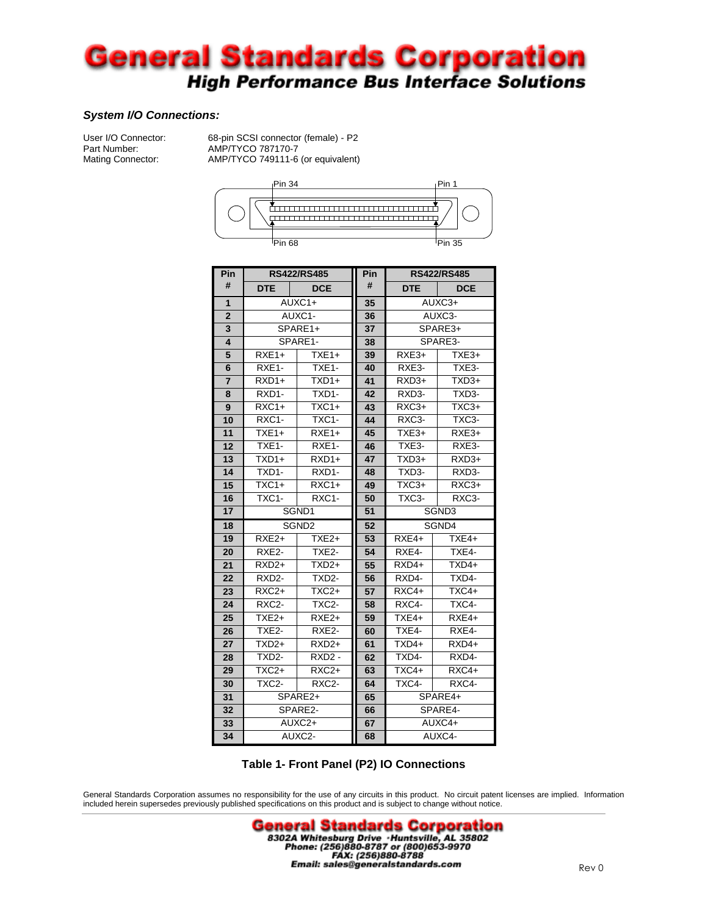*System I/O Connections:*

User I/O Connector: 68-pin SCSI connector (female) - P2
Part Number: AMP/TYCO 787170-7
Mating Connector: AMP/TYCO 749111-6 (or equivalent)

Pin 34
Pin 1
Pin 68
Pin 35

| Pin # | RS422/RS485 | | Pin # | RS422/RS485 | |
|---|---|---|---|---|---|
| | DTE | DCE | | DTE | DCE |
| 1 | AUXC1+ | | 35 | AUXC3+ | |
| 2 | AUXC1- | | 36 | AUXC3- | |
| 3 | SPARE1+ | | 37 | SPARE3+ | |
| 4 | SPARE1- | | 38 | SPARE3- | |
| 5 | RXE1+ | TXE1+ | 39 | RXE3+ | TXE3+ |
| 6 | RXE1- | TXE1- | 40 | RXE3- | TXE3- |
| 7 | RXD1+ | TXD1+ | 41 | RXD3+ | TXD3+ |
| 8 | RXD1- | TXD1- | 42 | RXD3- | TXD3- |
| 9 | RXC1+ | TXC1+ | 43 | RXC3+ | TXC3+ |
| 10 | RXC1- | TXC1- | 44 | RXC3- | TXC3- |
| 11 | TXE1+ | RXE1+ | 45 | TXE3+ | RXE3+ |
| 12 | TXE1- | RXE1- | 46 | TXE3- | RXE3- |
| 13 | TXD1+ | RXD1+ | 47 | TXD3+ | RXD3+ |
| 14 | TXD1- | RXD1- | 48 | TXD3- | RXD3- |
| 15 | TXC1+ | RXC1+ | 49 | TXC3+ | RXC3+ |
| 16 | TXC1- | RXC1- | 50 | TXC3- | RXC3- |
| 17 | SGND1 | | 51 | SGND3 | |
| 18 | SGND2 | | 52 | SGND4 | |
| 19 | RXE2+ | TXE2+ | 53 | RXE4+ | TXE4+ |
| 20 | RXE2- | TXE2- | 54 | RXE4- | TXE4- |
| 21 | RXD2+ | TXD2+ | 55 | RXD4+ | TXD4+ |
| 22 | RXD2- | TXD2- | 56 | RXD4- | TXD4- |
| 23 | RXC2+ | TXC2+ | 57 | RXC4+ | TXC4+ |
| 24 | RXC2- | TXC2- | 58 | RXC4- | TXC4- |
| 25 | TXE2+ | RXE2+ | 59 | TXE4+ | RXE4+ |
| 26 | TXE2- | RXE2- | 60 | TXE4- | RXE4- |
| 27 | TXD2+ | RXD2+ | 61 | TXD4+ | RXD4+ |
| 28 | TXD2- | RXD2 - | 62 | TXD4- | RXD4- |
| 29 | TXC2+ | RXC2+ | 63 | TXC4+ | RXC4+ |
| 30 | TXC2- | RXC2- | 64 | TXC4- | RXC4- |
| 31 | SPARE2+ | | 65 | SPARE4+ | |
| 32 | SPARE2- | | 66 | SPARE4- | |
| 33 | AUXC2+ | | 67 | AUXC4+ | |
| 34 | AUXC2- | | 68 | AUXC4- | |

**Table 1- Front Panel (P2) IO Connections**

General Standards Corporation assumes no responsibility for the use of any circuits in this product. No circuit patent licenses are implied. Information included herein supersedes previously published specifications on this product and is subject to change without notice.

**General Standards Corporation**
8302A Whitesburg Drive ·Huntsville, AL 35802
Phone: (256)880-8787 or (800)653-9970
FAX: (256)880-8788
Email: sales@generalstandards.com

Rev 0